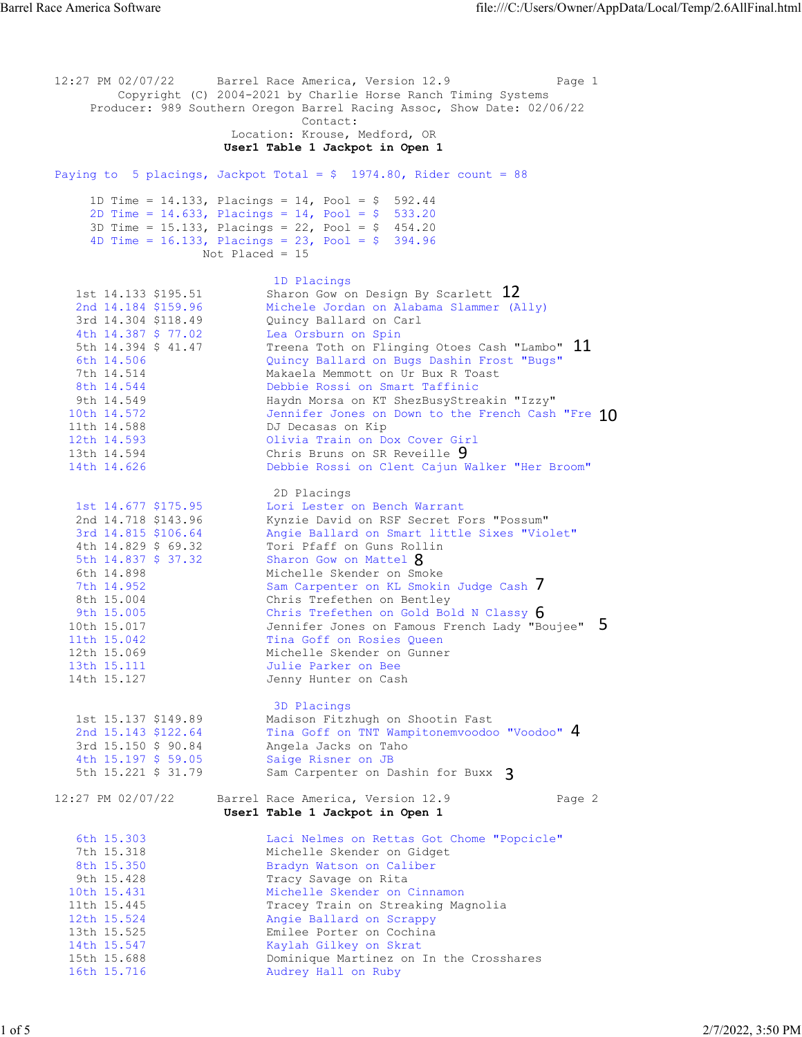12:27 PM 02/07/22 Barrel Race America, Version 12.9

Copyright (C) 2004-2021 by Charlie Horse Ranch Timing Systems

Producer: 989 Southern Oregon Barrel Racing Assoc, Show Date: 02/06/22

Contact:

Location: Krouse, Medford, OR

**User1 Table 1 Jackpot in Open 1**

Paying to 5 placings, Jackpot Total = $ 1974.80, Rider count = 88

1D Time = 14.133, Placings = 14, Pool = $ 592.44
2D Time = 14.633, Placings = 14, Pool = $ 533.20
3D Time = 15.133, Placings = 22, Pool = $ 454.20
4D Time = 16.133, Placings = 23, Pool = $ 394.96
Not Placed = 15

## 1D Placings

| Place | Time | Payout | Rider / Horse |
|---|---|---|---|
| 1st | 14.133 | $195.51 | Sharon Gow on Design By Scarlett 12 |
| 2nd | 14.184 | $159.96 | Michele Jordan on Alabama Slammer (Ally) |
| 3rd | 14.304 | $118.49 | Quincy Ballard on Carl |
| 4th | 14.387 | $ 77.02 | Lea Orsburn on Spin |
| 5th | 14.394 | $ 41.47 | Treena Toth on Flinging Otoes Cash "Lambo" 11 |
| 6th | 14.506 | | Quincy Ballard on Bugs Dashin Frost "Bugs" |
| 7th | 14.514 | | Makaela Memmott on Ur Bux R Toast |
| 8th | 14.544 | | Debbie Rossi on Smart Taffinic |
| 9th | 14.549 | | Haydn Morsa on KT ShezBusyStreakin "Izzy" |
| 10th | 14.572 | | Jennifer Jones on Down to the French Cash "Fre 10 |
| 11th | 14.588 | | DJ Decasas on Kip |
| 12th | 14.593 | | Olivia Train on Dox Cover Girl |
| 13th | 14.594 | | Chris Bruns on SR Reveille 9 |
| 14th | 14.626 | | Debbie Rossi on Clent Cajun Walker "Her Broom" |

## 2D Placings

| Place | Time | Payout | Rider / Horse |
|---|---|---|---|
| 1st | 14.677 | $175.95 | Lori Lester on Bench Warrant |
| 2nd | 14.718 | $143.96 | Kynzie David on RSF Secret Fors "Possum" |
| 3rd | 14.815 | $106.64 | Angie Ballard on Smart little Sixes "Violet" |
| 4th | 14.829 | $ 69.32 | Tori Pfaff on Guns Rollin |
| 5th | 14.837 | $ 37.32 | Sharon Gow on Mattel 8 |
| 6th | 14.898 | | Michelle Skender on Smoke |
| 7th | 14.952 | | Sam Carpenter on KL Smokin Judge Cash 7 |
| 8th | 15.004 | | Chris Trefethen on Bentley |
| 9th | 15.005 | | Chris Trefethen on Gold Bold N Classy 6 |
| 10th | 15.017 | | Jennifer Jones on Famous French Lady "Boujee" 5 |
| 11th | 15.042 | | Tina Goff on Rosies Queen |
| 12th | 15.069 | | Michelle Skender on Gunner |
| 13th | 15.111 | | Julie Parker on Bee |
| 14th | 15.127 | | Jenny Hunter on Cash |

## 3D Placings

| Place | Time | Payout | Rider / Horse |
|---|---|---|---|
| 1st | 15.137 | $149.89 | Madison Fitzhugh on Shootin Fast |
| 2nd | 15.143 | $122.64 | Tina Goff on TNT Wampitonemvoodoo "Voodoo" 4 |
| 3rd | 15.150 | $ 90.84 | Angela Jacks on Taho |
| 4th | 15.197 | $ 59.05 | Saige Risner on JB |
| 5th | 15.221 | $ 31.79 | Sam Carpenter on Dashin for Buxx 3 |
| 6th | 15.303 | | Laci Nelmes on Rettas Got Chome "Popcicle" |
| 7th | 15.318 | | Michelle Skender on Gidget |
| 8th | 15.350 | | Bradyn Watson on Caliber |
| 9th | 15.428 | | Tracy Savage on Rita |
| 10th | 15.431 | | Michelle Skender on Cinnamon |
| 11th | 15.445 | | Tracey Train on Streaking Magnolia |
| 12th | 15.524 | | Angie Ballard on Scrappy |
| 13th | 15.525 | | Emilee Porter on Cochina |
| 14th | 15.547 | | Kaylah Gilkey on Skrat |
| 15th | 15.688 | | Dominique Martinez on In the Crosshares |
| 16th | 15.716 | | Audrey Hall on Ruby |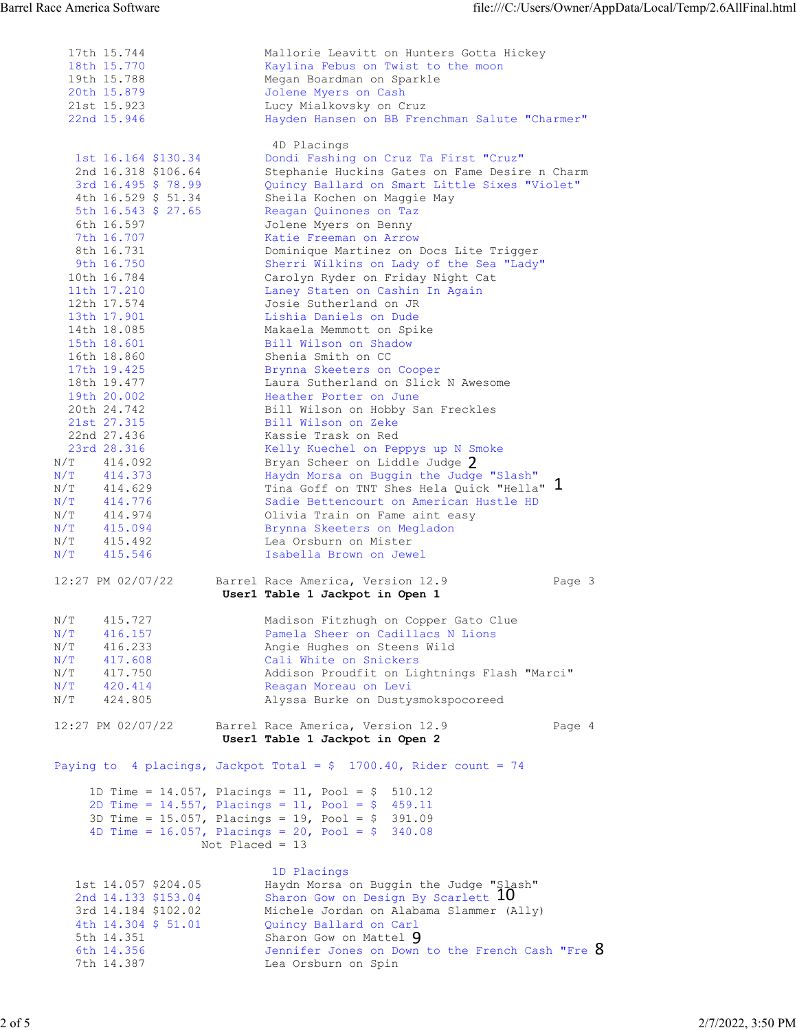| Place | Time | Payout | Rider |
|---|---|---|---|
| 17th | 15.744 | | Mallorie Leavitt on Hunters Gotta Hickey |
| 18th | 15.770 | | Kaylina Febus on Twist to the moon |
| 19th | 15.788 | | Megan Boardman on Sparkle |
| 20th | 15.879 | | Jolene Myers on Cash |
| 21st | 15.923 | | Lucy Mialkovsky on Cruz |
| 22nd | 15.946 | | Hayden Hansen on BB Frenchman Salute "Charmer" |

### 4D Placings

| Place | Time | Payout | Rider |
|---|---|---|---|
| 1st | 16.164 | $130.34 | Dondi Fashing on Cruz Ta First "Cruz" |
| 2nd | 16.318 | $106.64 | Stephanie Huckins Gates on Fame Desire n Charm |
| 3rd | 16.495 | $ 78.99 | Quincy Ballard on Smart Little Sixes "Violet" |
| 4th | 16.529 | $ 51.34 | Sheila Kochen on Maggie May |
| 5th | 16.543 | $ 27.65 | Reagan Quinones on Taz |
| 6th | 16.597 | | Jolene Myers on Benny |
| 7th | 16.707 | | Katie Freeman on Arrow |
| 8th | 16.731 | | Dominique Martinez on Docs Lite Trigger |
| 9th | 16.750 | | Sherri Wilkins on Lady of the Sea "Lady" |
| 10th | 16.784 | | Carolyn Ryder on Friday Night Cat |
| 11th | 17.210 | | Laney Staten on Cashin In Again |
| 12th | 17.574 | | Josie Sutherland on JR |
| 13th | 17.901 | | Lishia Daniels on Dude |
| 14th | 18.085 | | Makaela Memmott on Spike |
| 15th | 18.601 | | Bill Wilson on Shadow |
| 16th | 18.860 | | Shenia Smith on CC |
| 17th | 19.425 | | Brynna Skeeters on Cooper |
| 18th | 19.477 | | Laura Sutherland on Slick N Awesome |
| 19th | 20.002 | | Heather Porter on June |
| 20th | 24.742 | | Bill Wilson on Hobby San Freckles |
| 21st | 27.315 | | Bill Wilson on Zeke |
| 22nd | 27.436 | | Kassie Trask on Red |
| 23rd | 28.316 | | Kelly Kuechel on Peppys up N Smoke |
| N/T | 414.092 | | Bryan Scheer on Liddle Judge 2 |
| N/T | 414.373 | | Haydn Morsa on Buggin the Judge "Slash" |
| N/T | 414.629 | | Tina Goff on TNT Shes Hela Quick "Hella" 1 |
| N/T | 414.776 | | Sadie Bettencourt on American Hustle HD |
| N/T | 414.974 | | Olivia Train on Fame aint easy |
| N/T | 415.094 | | Brynna Skeeters on Megladon |
| N/T | 415.492 | | Lea Orsburn on Mister |
| N/T | 415.546 | | Isabella Brown on Jewel |

12:27 PM 02/07/22 Barrel Race America, Version 12.9 Page 3

**User1 Table 1 Jackpot in Open 1**

| Place | Time | Rider |
|---|---|---|
| N/T | 415.727 | Madison Fitzhugh on Copper Gato Clue |
| N/T | 416.157 | Pamela Sheer on Cadillacs N Lions |
| N/T | 416.233 | Angie Hughes on Steens Wild |
| N/T | 417.608 | Cali White on Snickers |
| N/T | 417.750 | Addison Proudfit on Lightnings Flash "Marci" |
| N/T | 420.414 | Reagan Moreau on Levi |
| N/T | 424.805 | Alyssa Burke on Dustysmokspocoreed |

12:27 PM 02/07/22 Barrel Race America, Version 12.9 Page 4

**User1 Table 1 Jackpot in Open 2**

Paying to 4 placings, Jackpot Total = $ 1700.40, Rider count = 74

| Division | Time | Placings | Pool |
|---|---|---|---|
| 1D | 14.057 | 11 | $ 510.12 |
| 2D | 14.557 | 11 | $ 459.11 |
| 3D | 15.057 | 19 | $ 391.09 |
| 4D | 16.057 | 20 | $ 340.08 |

Not Placed = 13

### 1D Placings

| Place | Time | Payout | Rider |
|---|---|---|---|
| 1st | 14.057 | $204.05 | Haydn Morsa on Buggin the Judge "Slash" |
| 2nd | 14.133 | $153.04 | Sharon Gow on Design By Scarlett 10 |
| 3rd | 14.184 | $102.02 | Michele Jordan on Alabama Slammer (Ally) |
| 4th | 14.304 | $ 51.01 | Quincy Ballard on Carl |
| 5th | 14.351 | | Sharon Gow on Mattel 9 |
| 6th | 14.356 | | Jennifer Jones on Down to the French Cash "Fre 8 |
| 7th | 14.387 | | Lea Orsburn on Spin |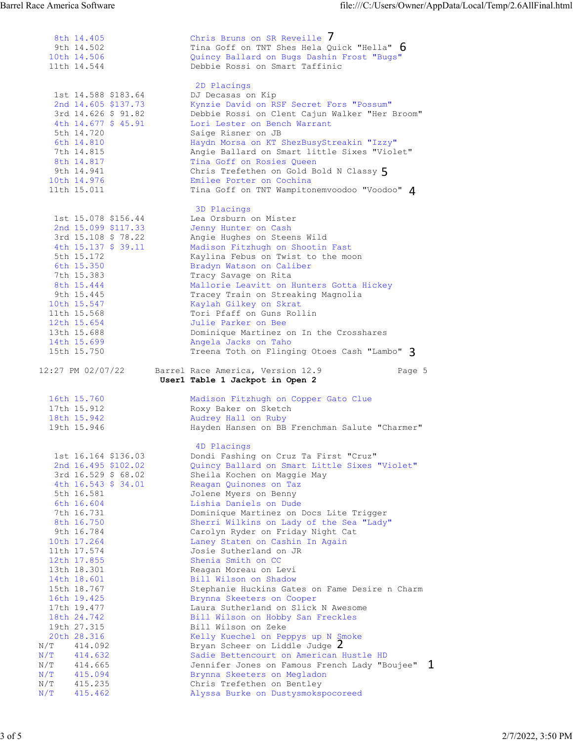| Place | Time | Payout | Rider |
|---|---|---|---|
| 8th | 14.405 | | Chris Bruns on SR Reveille 7 |
| 9th | 14.502 | | Tina Goff on TNT Shes Hela Quick "Hella" 6 |
| 10th | 14.506 | | Quincy Ballard on Bugs Dashin Frost "Bugs" |
| 11th | 14.544 | | Debbie Rossi on Smart Taffinic |

## 2D Placings

| Place | Time | Payout | Rider |
|---|---|---|---|
| 1st | 14.588 | $183.64 | DJ Decasas on Kip |
| 2nd | 14.605 | $137.73 | Kynzie David on RSF Secret Fors "Possum" |
| 3rd | 14.626 | $ 91.82 | Debbie Rossi on Clent Cajun Walker "Her Broom" |
| 4th | 14.677 | $ 45.91 | Lori Lester on Bench Warrant |
| 5th | 14.720 | | Saige Risner on JB |
| 6th | 14.810 | | Haydn Morsa on KT ShezBusyStreakin "Izzy" |
| 7th | 14.815 | | Angie Ballard on Smart little Sixes "Violet" |
| 8th | 14.817 | | Tina Goff on Rosies Queen |
| 9th | 14.941 | | Chris Trefethen on Gold Bold N Classy 5 |
| 10th | 14.976 | | Emilee Porter on Cochina |
| 11th | 15.011 | | Tina Goff on TNT Wampitonemvoodoo "Voodoo" 4 |

## 3D Placings

| Place | Time | Payout | Rider |
|---|---|---|---|
| 1st | 15.078 | $156.44 | Lea Orsburn on Mister |
| 2nd | 15.099 | $117.33 | Jenny Hunter on Cash |
| 3rd | 15.108 | $ 78.22 | Angie Hughes on Steens Wild |
| 4th | 15.137 | $ 39.11 | Madison Fitzhugh on Shootin Fast |
| 5th | 15.172 | | Kaylina Febus on Twist to the moon |
| 6th | 15.350 | | Bradyn Watson on Caliber |
| 7th | 15.383 | | Tracy Savage on Rita |
| 8th | 15.444 | | Mallorie Leavitt on Hunters Gotta Hickey |
| 9th | 15.445 | | Tracey Train on Streaking Magnolia |
| 10th | 15.547 | | Kaylah Gilkey on Skrat |
| 11th | 15.568 | | Tori Pfaff on Guns Rollin |
| 12th | 15.654 | | Julie Parker on Bee |
| 13th | 15.688 | | Dominique Martinez on In the Crosshares |
| 14th | 15.699 | | Angela Jacks on Taho |
| 15th | 15.750 | | Treena Toth on Flinging Otoes Cash "Lambo" 3 |

12:27 PM 02/07/22 Barrel Race America, Version 12.9 Page 5

**User1 Table 1 Jackpot in Open 2**

| Place | Time | Payout | Rider |
|---|---|---|---|
| 16th | 15.760 | | Madison Fitzhugh on Copper Gato Clue |
| 17th | 15.912 | | Roxy Baker on Sketch |
| 18th | 15.942 | | Audrey Hall on Ruby |
| 19th | 15.946 | | Hayden Hansen on BB Frenchman Salute "Charmer" |

## 4D Placings

| Place | Time | Payout | Rider |
|---|---|---|---|
| 1st | 16.164 | $136.03 | Dondi Fashing on Cruz Ta First "Cruz" |
| 2nd | 16.495 | $102.02 | Quincy Ballard on Smart Little Sixes "Violet" |
| 3rd | 16.529 | $ 68.02 | Sheila Kochen on Maggie May |
| 4th | 16.543 | $ 34.01 | Reagan Quinones on Taz |
| 5th | 16.581 | | Jolene Myers on Benny |
| 6th | 16.604 | | Lishia Daniels on Dude |
| 7th | 16.731 | | Dominique Martinez on Docs Lite Trigger |
| 8th | 16.750 | | Sherri Wilkins on Lady of the Sea "Lady" |
| 9th | 16.784 | | Carolyn Ryder on Friday Night Cat |
| 10th | 17.264 | | Laney Staten on Cashin In Again |
| 11th | 17.574 | | Josie Sutherland on JR |
| 12th | 17.855 | | Shenia Smith on CC |
| 13th | 18.301 | | Reagan Moreau on Levi |
| 14th | 18.601 | | Bill Wilson on Shadow |
| 15th | 18.767 | | Stephanie Huckins Gates on Fame Desire n Charm |
| 16th | 19.425 | | Brynna Skeeters on Cooper |
| 17th | 19.477 | | Laura Sutherland on Slick N Awesome |
| 18th | 24.742 | | Bill Wilson on Hobby San Freckles |
| 19th | 27.315 | | Bill Wilson on Zeke |
| 20th | 28.316 | | Kelly Kuechel on Peppys up N Smoke |
| N/T | 414.092 | | Bryan Scheer on Liddle Judge 2 |
| N/T | 414.632 | | Sadie Bettencourt on American Hustle HD |
| N/T | 414.665 | | Jennifer Jones on Famous French Lady "Boujee" 1 |
| N/T | 415.094 | | Brynna Skeeters on Megladon |
| N/T | 415.235 | | Chris Trefethen on Bentley |
| N/T | 415.462 | | Alyssa Burke on Dustysmokspocoreed |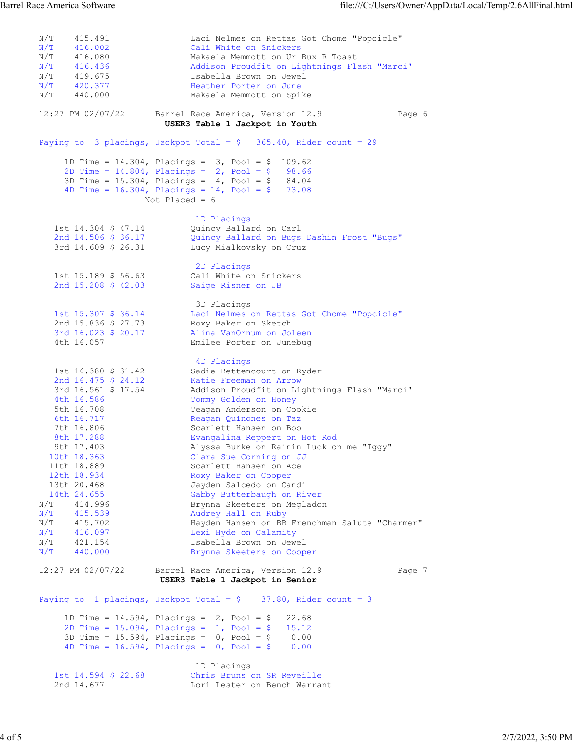| | | |
|---|---|---|
| N/T | 415.491 | Laci Nelmes on Rettas Got Chome "Popcicle" |
| N/T | 416.002 | Cali White on Snickers |
| N/T | 416.080 | Makaela Memmott on Ur Bux R Toast |
| N/T | 416.436 | Addison Proudfit on Lightnings Flash "Marci" |
| N/T | 419.675 | Isabella Brown on Jewel |
| N/T | 420.377 | Heather Porter on June |
| N/T | 440.000 | Makaela Memmott on Spike |

12:27 PM 02/07/22 Barrel Race America, Version 12.9 Page 6

**USER3 Table 1 Jackpot in Youth**

Paying to 3 placings, Jackpot Total = $ 365.40, Rider count = 29

```
1D Time = 14.304, Placings =  3, Pool = $  109.62
2D Time = 14.804, Placings =  2, Pool = $   98.66
3D Time = 15.304, Placings =  4, Pool = $   84.04
4D Time = 16.304, Placings = 14, Pool = $   73.08
                  Not Placed = 6
```

**1D Placings**

| Place | Time | Payout | Rider |
|---|---|---|---|
| 1st | 14.304 | $ 47.14 | Quincy Ballard on Carl |
| 2nd | 14.506 | $ 36.17 | Quincy Ballard on Bugs Dashin Frost "Bugs" |
| 3rd | 14.609 | $ 26.31 | Lucy Mialkovsky on Cruz |

**2D Placings**

| Place | Time | Payout | Rider |
|---|---|---|---|
| 1st | 15.189 | $ 56.63 | Cali White on Snickers |
| 2nd | 15.208 | $ 42.03 | Saige Risner on JB |

**3D Placings**

| Place | Time | Payout | Rider |
|---|---|---|---|
| 1st | 15.307 | $ 36.14 | Laci Nelmes on Rettas Got Chome "Popcicle" |
| 2nd | 15.836 | $ 27.73 | Roxy Baker on Sketch |
| 3rd | 16.023 | $ 20.17 | Alina VanOrnum on Joleen |
| 4th | 16.057 | | Emilee Porter on Junebug |

**4D Placings**

| Place | Time | Payout | Rider |
|---|---|---|---|
| 1st | 16.380 | $ 31.42 | Sadie Bettencourt on Ryder |
| 2nd | 16.475 | $ 24.12 | Katie Freeman on Arrow |
| 3rd | 16.561 | $ 17.54 | Addison Proudfit on Lightnings Flash "Marci" |
| 4th | 16.586 | | Tommy Golden on Honey |
| 5th | 16.708 | | Teagan Anderson on Cookie |
| 6th | 16.717 | | Reagan Quinones on Taz |
| 7th | 16.806 | | Scarlett Hansen on Boo |
| 8th | 17.288 | | Evangalina Reppert on Hot Rod |
| 9th | 17.403 | | Alyssa Burke on Rainin Luck on me "Iggy" |
| 10th | 18.363 | | Clara Sue Corning on JJ |
| 11th | 18.889 | | Scarlett Hansen on Ace |
| 12th | 18.934 | | Roxy Baker on Cooper |
| 13th | 20.468 | | Jayden Salcedo on Candi |
| 14th | 24.655 | | Gabby Butterbaugh on River |
| N/T | 414.996 | | Brynna Skeeters on Megladon |
| N/T | 415.539 | | Audrey Hall on Ruby |
| N/T | 415.702 | | Hayden Hansen on BB Frenchman Salute "Charmer" |
| N/T | 416.097 | | Lexi Hyde on Calamity |
| N/T | 421.154 | | Isabella Brown on Jewel |
| N/T | 440.000 | | Brynna Skeeters on Cooper |

12:27 PM 02/07/22 Barrel Race America, Version 12.9 Page 7

**USER3 Table 1 Jackpot in Senior**

Paying to 1 placings, Jackpot Total = $ 37.80, Rider count = 3

```
1D Time = 14.594, Placings =  2, Pool = $   22.68
2D Time = 15.094, Placings =  1, Pool = $   15.12
3D Time = 15.594, Placings =  0, Pool = $    0.00
4D Time = 16.594, Placings =  0, Pool = $    0.00
```

**1D Placings**

| Place | Time | Payout | Rider |
|---|---|---|---|
| 1st | 14.594 | $ 22.68 | Chris Bruns on SR Reveille |
| 2nd | 14.677 | | Lori Lester on Bench Warrant |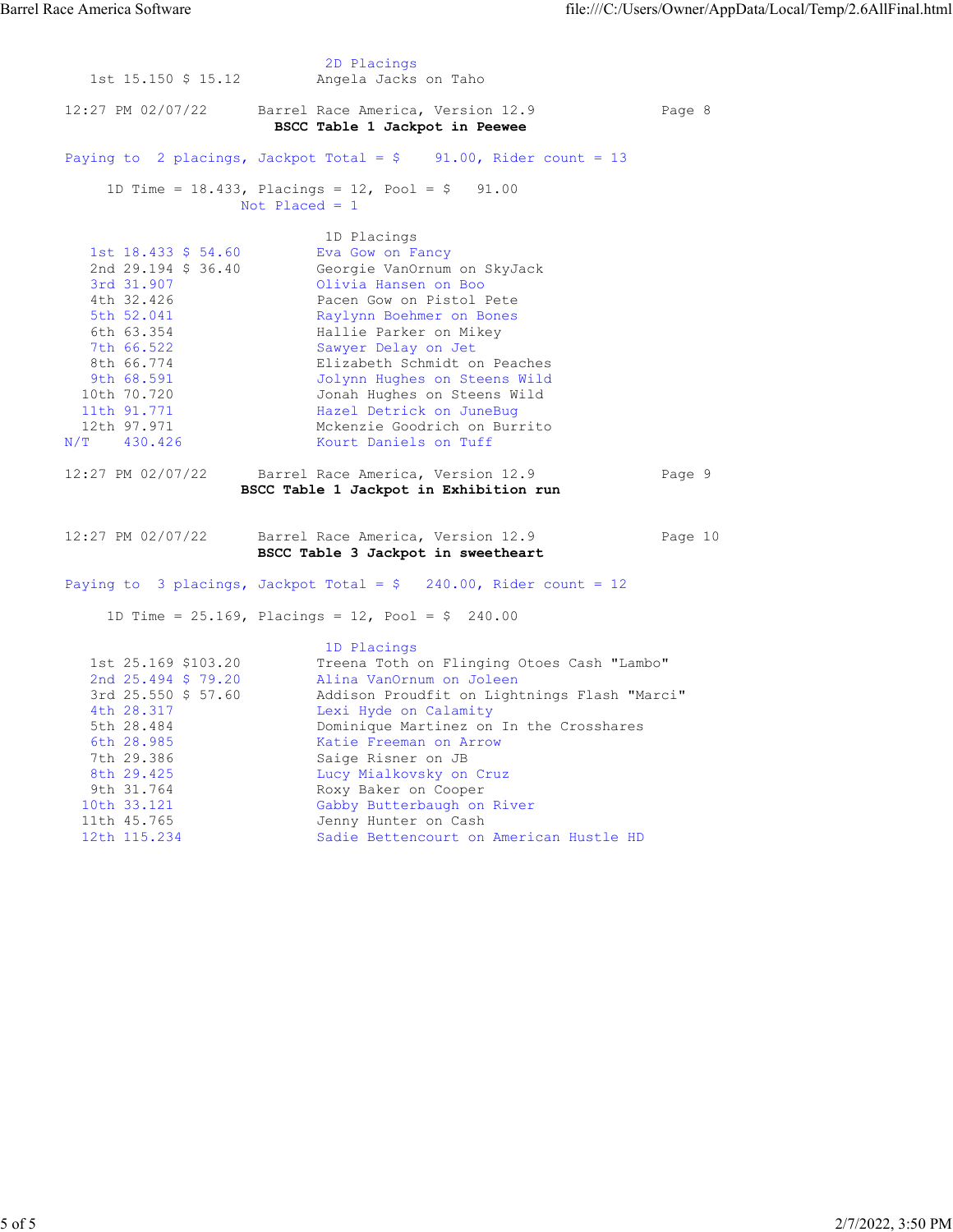2D Placings

1st 15.150 $ 15.12 — Angela Jacks on Taho

12:27 PM 02/07/22 — Barrel Race America, Version 12.9 — Page 8

**BSCC Table 1 Jackpot in Peewee**

Paying to 2 placings, Jackpot Total = $ 91.00, Rider count = 13

1D Time = 18.433, Placings = 12, Pool = $ 91.00

Not Placed = 1

1D Placings

| | | | |
|---|---|---|---|
| 1st | 18.433 | $ 54.60 | Eva Gow on Fancy |
| 2nd | 29.194 | $ 36.40 | Georgie VanOrnum on SkyJack |
| 3rd | 31.907 | | Olivia Hansen on Boo |
| 4th | 32.426 | | Pacen Gow on Pistol Pete |
| 5th | 52.041 | | Raylynn Boehmer on Bones |
| 6th | 63.354 | | Hallie Parker on Mikey |
| 7th | 66.522 | | Sawyer Delay on Jet |
| 8th | 66.774 | | Elizabeth Schmidt on Peaches |
| 9th | 68.591 | | Jolynn Hughes on Steens Wild |
| 10th | 70.720 | | Jonah Hughes on Steens Wild |
| 11th | 91.771 | | Hazel Detrick on JuneBug |
| 12th | 97.971 | | Mckenzie Goodrich on Burrito |
| N/T | 430.426 | | Kourt Daniels on Tuff |

12:27 PM 02/07/22 — Barrel Race America, Version 12.9 — Page 9

**BSCC Table 1 Jackpot in Exhibition run**

12:27 PM 02/07/22 — Barrel Race America, Version 12.9 — Page 10

**BSCC Table 3 Jackpot in sweetheart**

Paying to 3 placings, Jackpot Total = $ 240.00, Rider count = 12

1D Time = 25.169, Placings = 12, Pool = $ 240.00

1D Placings

| | | | |
|---|---|---|---|
| 1st | 25.169 | $103.20 | Treena Toth on Flinging Otoes Cash "Lambo" |
| 2nd | 25.494 | $ 79.20 | Alina VanOrnum on Joleen |
| 3rd | 25.550 | $ 57.60 | Addison Proudfit on Lightnings Flash "Marci" |
| 4th | 28.317 | | Lexi Hyde on Calamity |
| 5th | 28.484 | | Dominique Martinez on In the Crosshares |
| 6th | 28.985 | | Katie Freeman on Arrow |
| 7th | 29.386 | | Saige Risner on JB |
| 8th | 29.425 | | Lucy Mialkovsky on Cruz |
| 9th | 31.764 | | Roxy Baker on Cooper |
| 10th | 33.121 | | Gabby Butterbaugh on River |
| 11th | 45.765 | | Jenny Hunter on Cash |
| 12th | 115.234 | | Sadie Bettencourt on American Hustle HD |